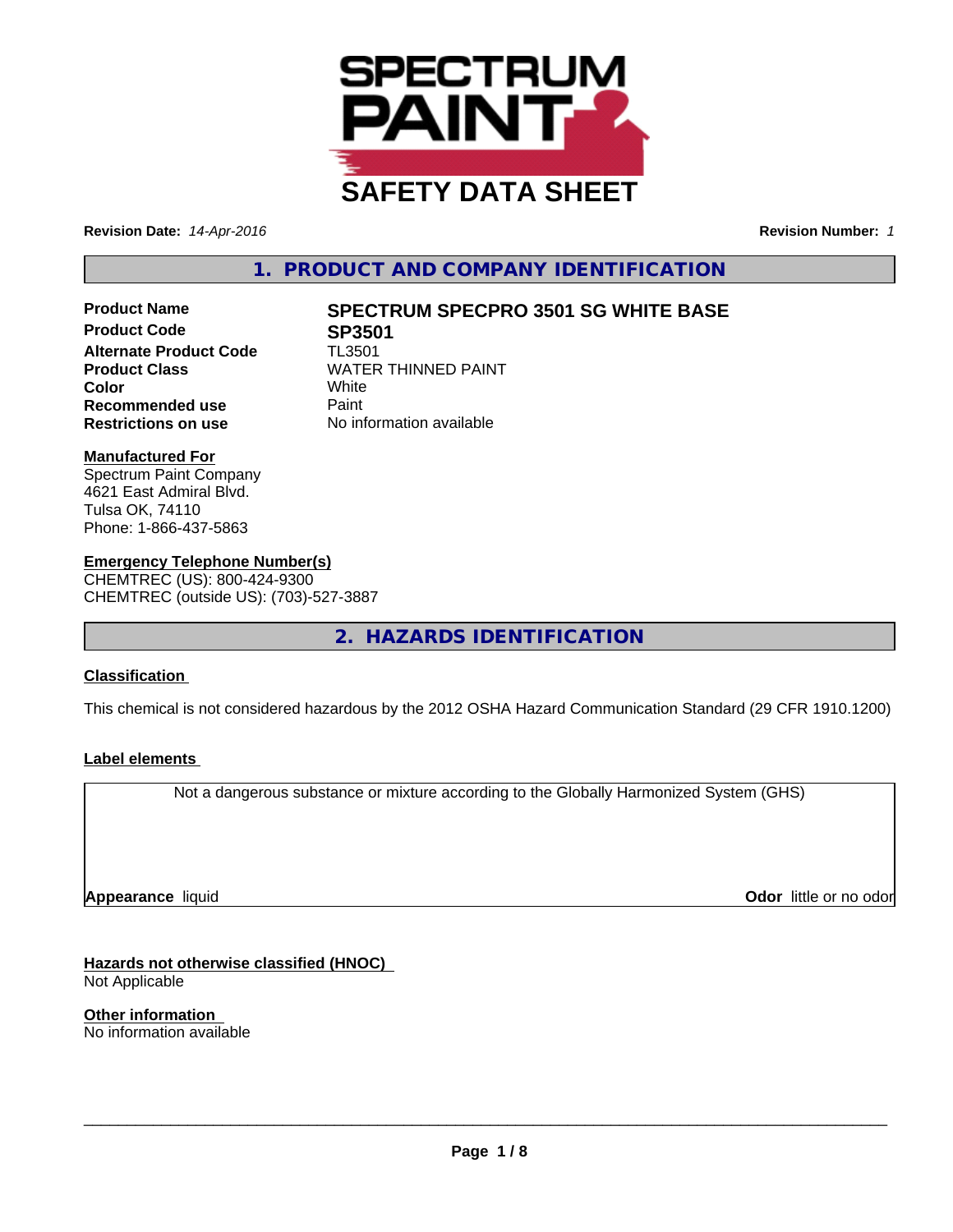# SAFETY DATA SHEET

**Revision Date:** *14-Apr-2016* **Revision Number:** *1*

## 1. PRODUCT AND COMPANY IDENTIFICATION

| | |
|---|---|
| **Product Name** | **SPECTRUM SPECPRO 3501 SG WHITE BASE** |
| **Product Code** | **SP3501** |
| **Alternate Product Code** | TL3501 |
| **Product Class** | WATER THINNED PAINT |
| **Color** | White |
| **Recommended use** | Paint |
| **Restrictions on use** | No information available |

**Manufactured For**
Spectrum Paint Company
4621 East Admiral Blvd.
Tulsa OK, 74110
Phone: 1-866-437-5863

**Emergency Telephone Number(s)**
CHEMTREC (US): 800-424-9300
CHEMTREC (outside US): (703)-527-3887

## 2. HAZARDS IDENTIFICATION

**Classification**

This chemical is not considered hazardous by the 2012 OSHA Hazard Communication Standard (29 CFR 1910.1200)

**Label elements**

Not a dangerous substance or mixture according to the Globally Harmonized System (GHS)

**Appearance** liquid **Odor** little or no odor

**Hazards not otherwise classified (HNOC)**
Not Applicable

**Other information**
No information available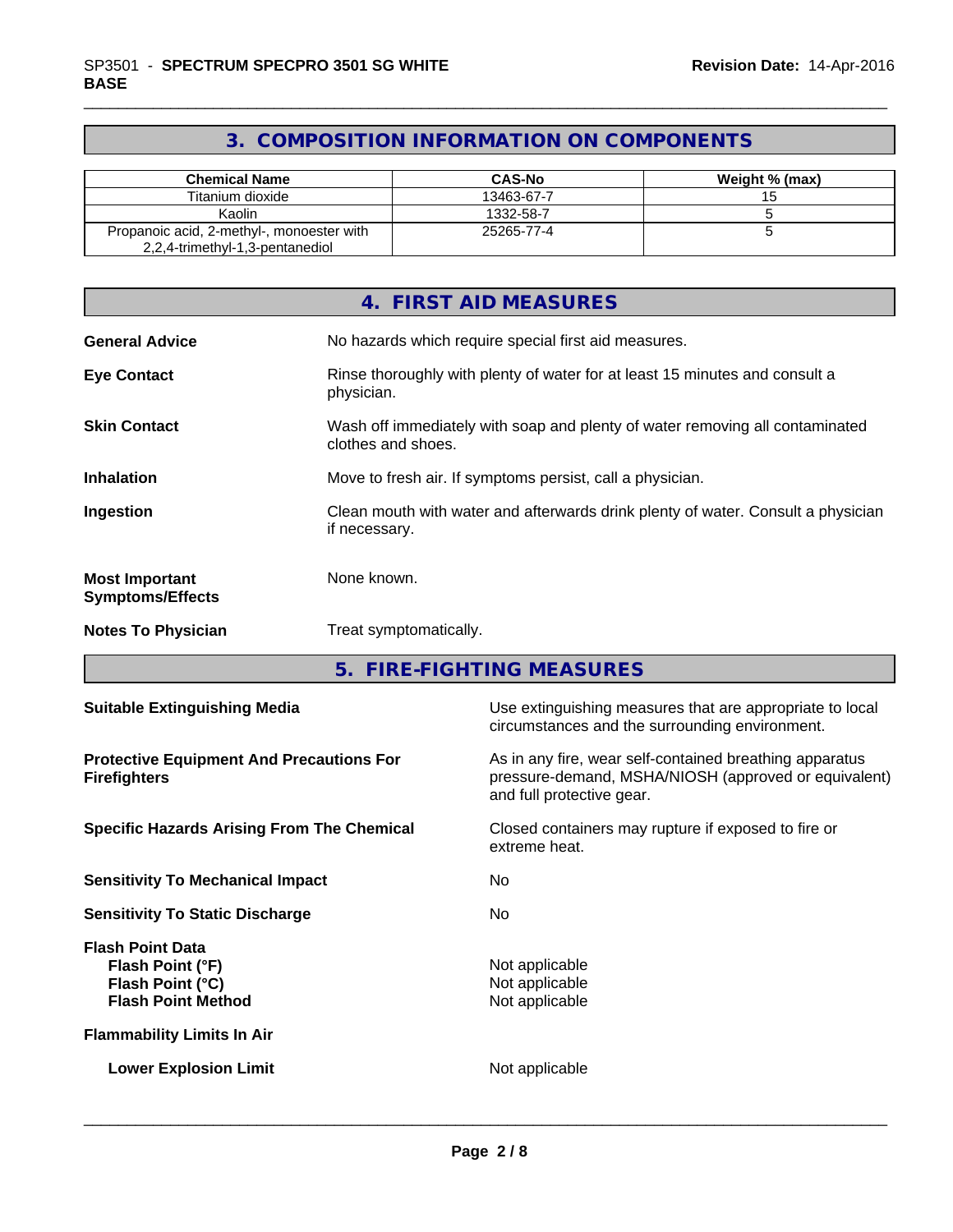## 3. COMPOSITION INFORMATION ON COMPONENTS

| Chemical Name | CAS-No | Weight % (max) |
|---|---|---|
| Titanium dioxide | 13463-67-7 | 15 |
| Kaolin | 1332-58-7 | 5 |
| Propanoic acid, 2-methyl-, monoester with 2,2,4-trimethyl-1,3-pentanediol | 25265-77-4 | 5 |

## 4. FIRST AID MEASURES

**General Advice** No hazards which require special first aid measures.

**Eye Contact** Rinse thoroughly with plenty of water for at least 15 minutes and consult a physician.

**Skin Contact** Wash off immediately with soap and plenty of water removing all contaminated clothes and shoes.

**Inhalation** Move to fresh air. If symptoms persist, call a physician.

**Ingestion** Clean mouth with water and afterwards drink plenty of water. Consult a physician if necessary.

**Most Important Symptoms/Effects** None known.

**Notes To Physician** Treat symptomatically.

## 5. FIRE-FIGHTING MEASURES

**Suitable Extinguishing Media** Use extinguishing measures that are appropriate to local circumstances and the surrounding environment.

**Protective Equipment And Precautions For Firefighters** As in any fire, wear self-contained breathing apparatus pressure-demand, MSHA/NIOSH (approved or equivalent) and full protective gear.

**Specific Hazards Arising From The Chemical** Closed containers may rupture if exposed to fire or extreme heat.

**Sensitivity To Mechanical Impact** No

**Sensitivity To Static Discharge** No

**Flash Point Data**
- **Flash Point (°F)** Not applicable
- **Flash Point (°C)** Not applicable
- **Flash Point Method** Not applicable

**Flammability Limits In Air**
- **Lower Explosion Limit** Not applicable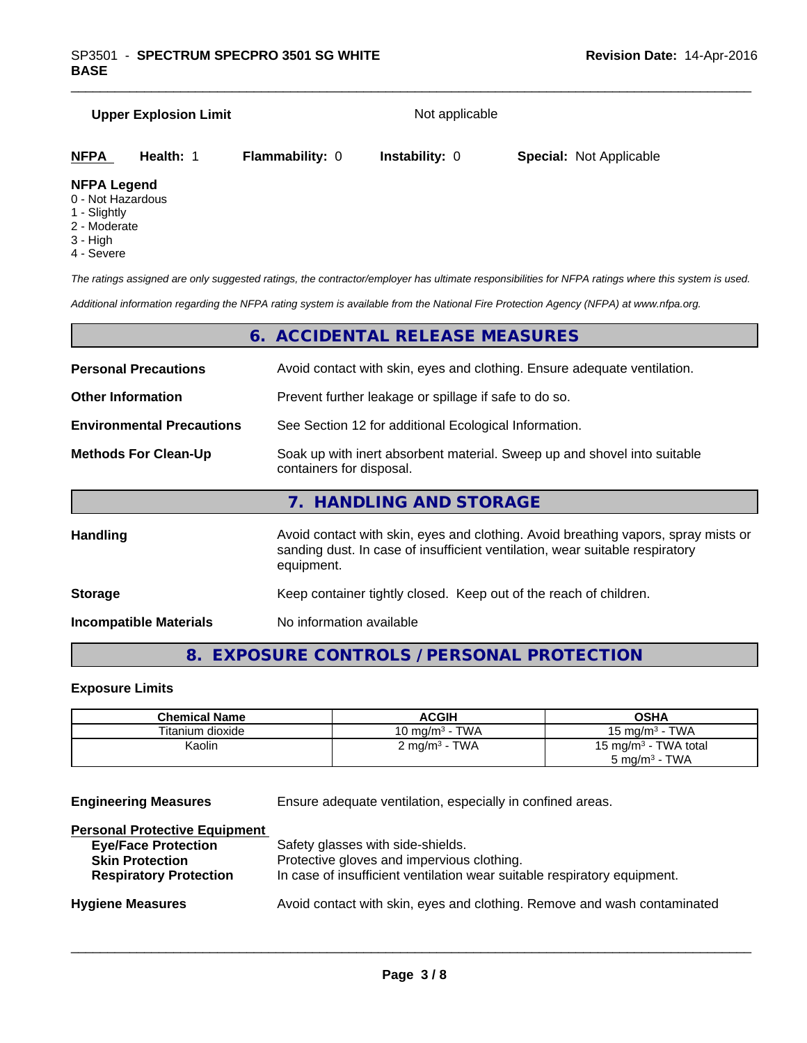**Upper Explosion Limit** Not applicable

**NFPA** **Health:** 1 **Flammability:** 0 **Instability:** 0 **Special:** Not Applicable

**NFPA Legend**
0 - Not Hazardous
1 - Slightly
2 - Moderate
3 - High
4 - Severe

*The ratings assigned are only suggested ratings, the contractor/employer has ultimate responsibilities for NFPA ratings where this system is used.*

*Additional information regarding the NFPA rating system is available from the National Fire Protection Agency (NFPA) at www.nfpa.org.*

## 6. ACCIDENTAL RELEASE MEASURES

**Personal Precautions** Avoid contact with skin, eyes and clothing. Ensure adequate ventilation.

**Other Information** Prevent further leakage or spillage if safe to do so.

**Environmental Precautions** See Section 12 for additional Ecological Information.

**Methods For Clean-Up** Soak up with inert absorbent material. Sweep up and shovel into suitable containers for disposal.

## 7. HANDLING AND STORAGE

**Handling** Avoid contact with skin, eyes and clothing. Avoid breathing vapors, spray mists or sanding dust. In case of insufficient ventilation, wear suitable respiratory equipment.

**Storage** Keep container tightly closed. Keep out of the reach of children.

**Incompatible Materials** No information available

## 8. EXPOSURE CONTROLS / PERSONAL PROTECTION

**Exposure Limits**

| Chemical Name | ACGIH | OSHA |
|---|---|---|
| Titanium dioxide | 10 mg/m$^3$ - TWA | 15 mg/m$^3$ - TWA |
| Kaolin | 2 mg/m$^3$ - TWA | 15 mg/m$^3$ - TWA total<br>5 mg/m$^3$ - TWA |

**Engineering Measures** Ensure adequate ventilation, especially in confined areas.

**Personal Protective Equipment**
- **Eye/Face Protection** Safety glasses with side-shields.
- **Skin Protection** Protective gloves and impervious clothing.
- **Respiratory Protection** In case of insufficient ventilation wear suitable respiratory equipment.

**Hygiene Measures** Avoid contact with skin, eyes and clothing. Remove and wash contaminated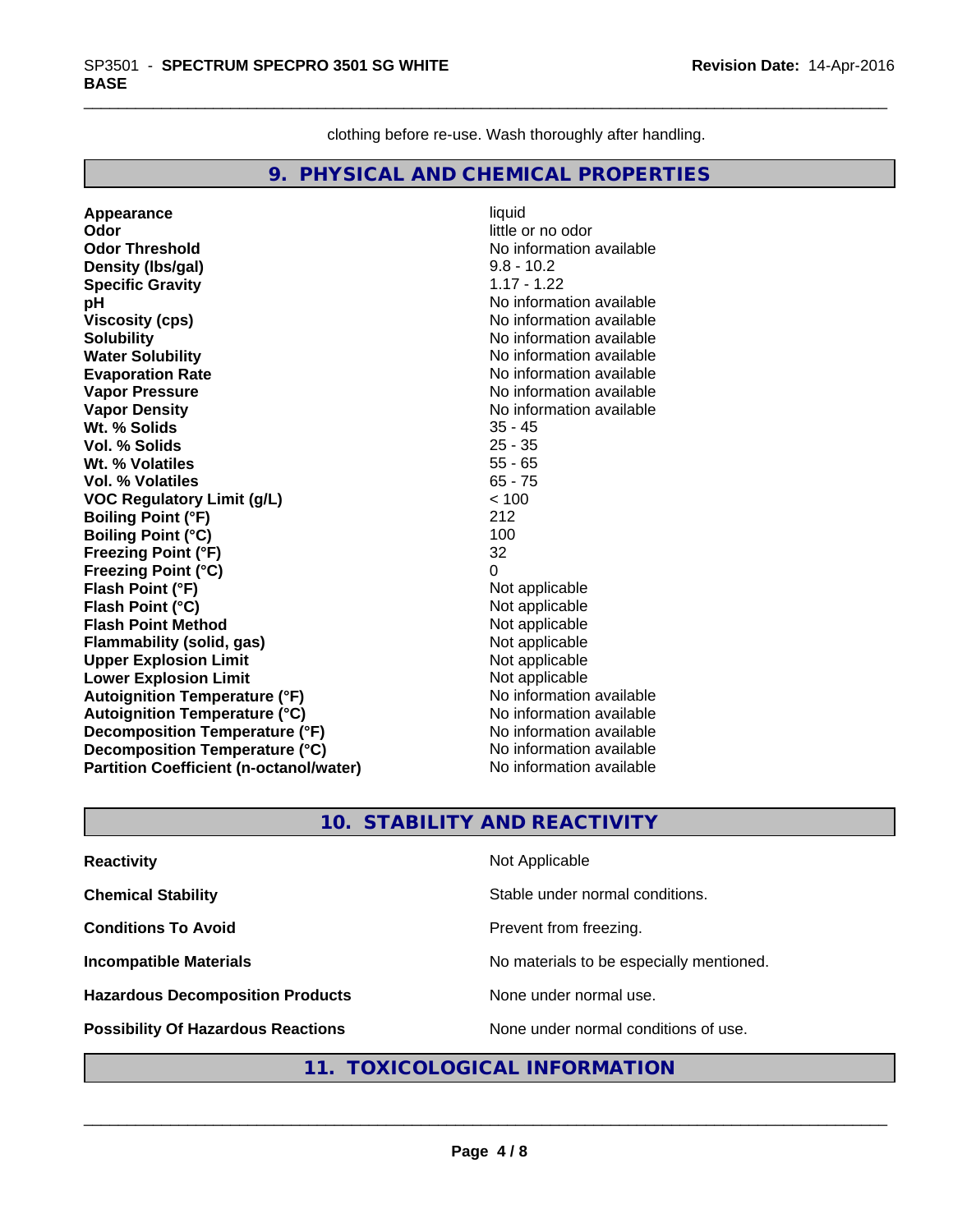clothing before re-use. Wash thoroughly after handling.

## 9. PHYSICAL AND CHEMICAL PROPERTIES

| | |
|---|---|
| **Appearance** | liquid |
| **Odor** | little or no odor |
| **Odor Threshold** | No information available |
| **Density (lbs/gal)** | 9.8 - 10.2 |
| **Specific Gravity** | 1.17 - 1.22 |
| **pH** | No information available |
| **Viscosity (cps)** | No information available |
| **Solubility** | No information available |
| **Water Solubility** | No information available |
| **Evaporation Rate** | No information available |
| **Vapor Pressure** | No information available |
| **Vapor Density** | No information available |
| **Wt. % Solids** | 35 - 45 |
| **Vol. % Solids** | 25 - 35 |
| **Wt. % Volatiles** | 55 - 65 |
| **Vol. % Volatiles** | 65 - 75 |
| **VOC Regulatory Limit (g/L)** | < 100 |
| **Boiling Point (°F)** | 212 |
| **Boiling Point (°C)** | 100 |
| **Freezing Point (°F)** | 32 |
| **Freezing Point (°C)** | 0 |
| **Flash Point (°F)** | Not applicable |
| **Flash Point (°C)** | Not applicable |
| **Flash Point Method** | Not applicable |
| **Flammability (solid, gas)** | Not applicable |
| **Upper Explosion Limit** | Not applicable |
| **Lower Explosion Limit** | Not applicable |
| **Autoignition Temperature (°F)** | No information available |
| **Autoignition Temperature (°C)** | No information available |
| **Decomposition Temperature (°F)** | No information available |
| **Decomposition Temperature (°C)** | No information available |
| **Partition Coefficient (n-octanol/water)** | No information available |

## 10. STABILITY AND REACTIVITY

| | |
|---|---|
| **Reactivity** | Not Applicable |
| **Chemical Stability** | Stable under normal conditions. |
| **Conditions To Avoid** | Prevent from freezing. |
| **Incompatible Materials** | No materials to be especially mentioned. |
| **Hazardous Decomposition Products** | None under normal use. |
| **Possibility Of Hazardous Reactions** | None under normal conditions of use. |

## 11. TOXICOLOGICAL INFORMATION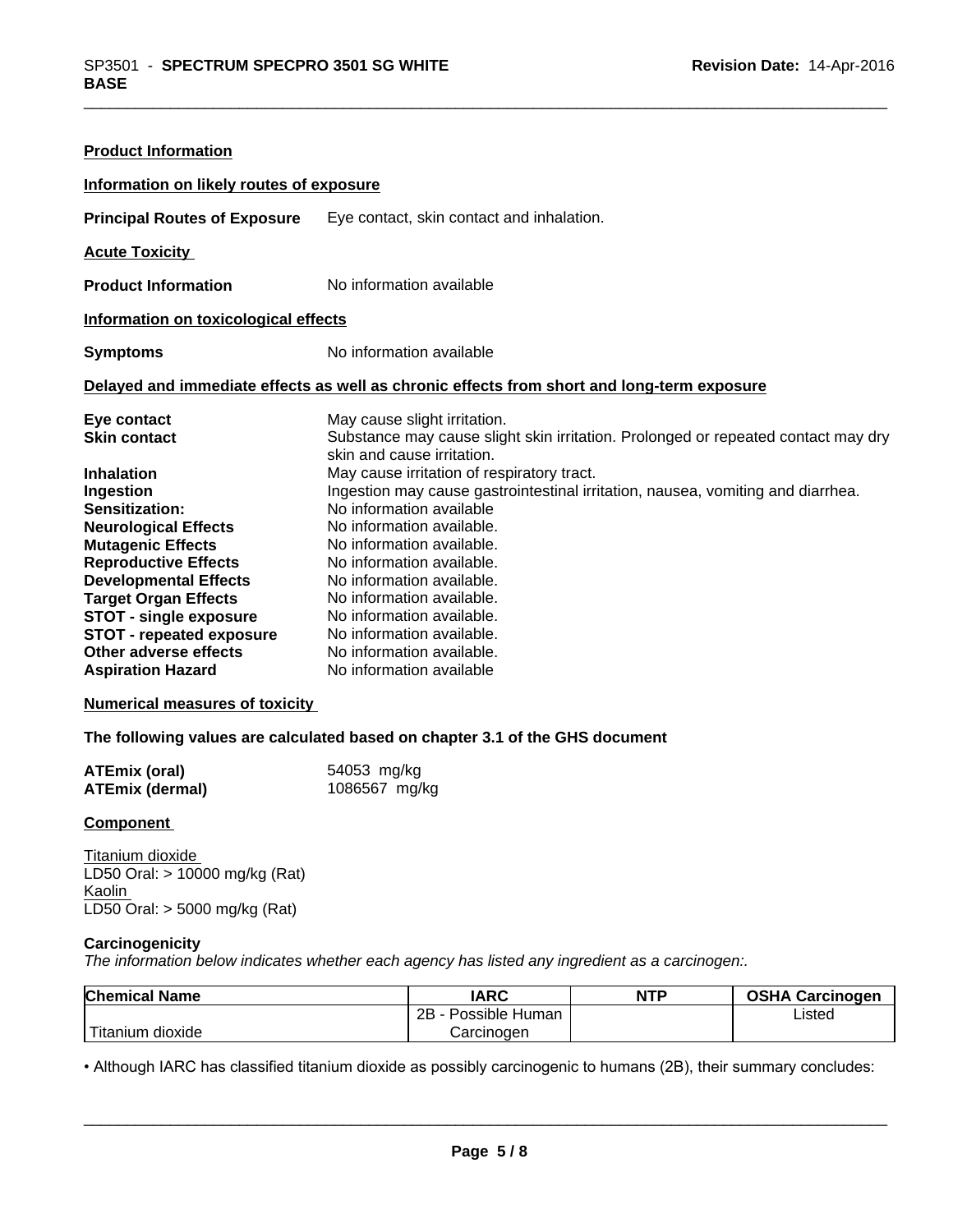**Product Information**

**Information on likely routes of exposure**

**Principal Routes of Exposure** Eye contact, skin contact and inhalation.

**Acute Toxicity**

**Product Information** No information available

**Information on toxicological effects**

**Symptoms** No information available

**Delayed and immediate effects as well as chronic effects from short and long-term exposure**

| | |
|---|---|
| **Eye contact** | May cause slight irritation. |
| **Skin contact** | Substance may cause slight skin irritation. Prolonged or repeated contact may dry skin and cause irritation. |
| **Inhalation** | May cause irritation of respiratory tract. |
| **Ingestion** | Ingestion may cause gastrointestinal irritation, nausea, vomiting and diarrhea. |
| **Sensitization:** | No information available |
| **Neurological Effects** | No information available. |
| **Mutagenic Effects** | No information available. |
| **Reproductive Effects** | No information available. |
| **Developmental Effects** | No information available. |
| **Target Organ Effects** | No information available. |
| **STOT - single exposure** | No information available. |
| **STOT - repeated exposure** | No information available. |
| **Other adverse effects** | No information available. |
| **Aspiration Hazard** | No information available |

**Numerical measures of toxicity**

**The following values are calculated based on chapter 3.1 of the GHS document**

| | |
|---|---|
| **ATEmix (oral)** | 54053 mg/kg |
| **ATEmix (dermal)** | 1086567 mg/kg |

**Component**

Titanium dioxide
LD50 Oral: > 10000 mg/kg (Rat)
Kaolin
LD50 Oral: > 5000 mg/kg (Rat)

**Carcinogenicity**

*The information below indicates whether each agency has listed any ingredient as a carcinogen:.*

| Chemical Name | IARC | NTP | OSHA Carcinogen |
|---|---|---|---|
| Titanium dioxide | 2B - Possible Human Carcinogen | | Listed |

• Although IARC has classified titanium dioxide as possibly carcinogenic to humans (2B), their summary concludes: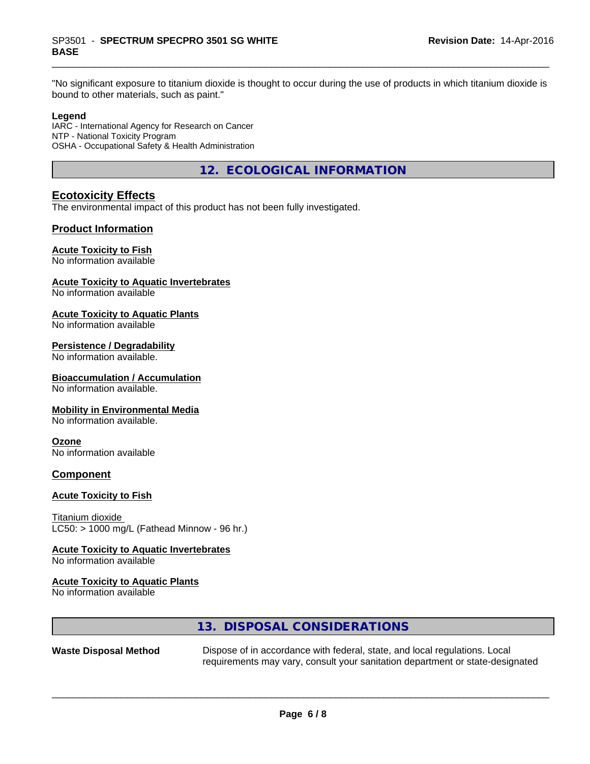"No significant exposure to titanium dioxide is thought to occur during the use of products in which titanium dioxide is bound to other materials, such as paint."

**Legend**

IARC - International Agency for Research on Cancer
NTP - National Toxicity Program
OSHA - Occupational Safety & Health Administration

## 12. ECOLOGICAL INFORMATION

### Ecotoxicity Effects

The environmental impact of this product has not been fully investigated.

### Product Information

**Acute Toxicity to Fish**
No information available

**Acute Toxicity to Aquatic Invertebrates**
No information available

**Acute Toxicity to Aquatic Plants**
No information available

**Persistence / Degradability**
No information available.

**Bioaccumulation / Accumulation**
No information available.

**Mobility in Environmental Media**
No information available.

**Ozone**
No information available

### Component

**Acute Toxicity to Fish**

Titanium dioxide
LC50: > 1000 mg/L (Fathead Minnow - 96 hr.)

**Acute Toxicity to Aquatic Invertebrates**
No information available

**Acute Toxicity to Aquatic Plants**
No information available

## 13. DISPOSAL CONSIDERATIONS

**Waste Disposal Method** Dispose of in accordance with federal, state, and local regulations. Local requirements may vary, consult your sanitation department or state-designated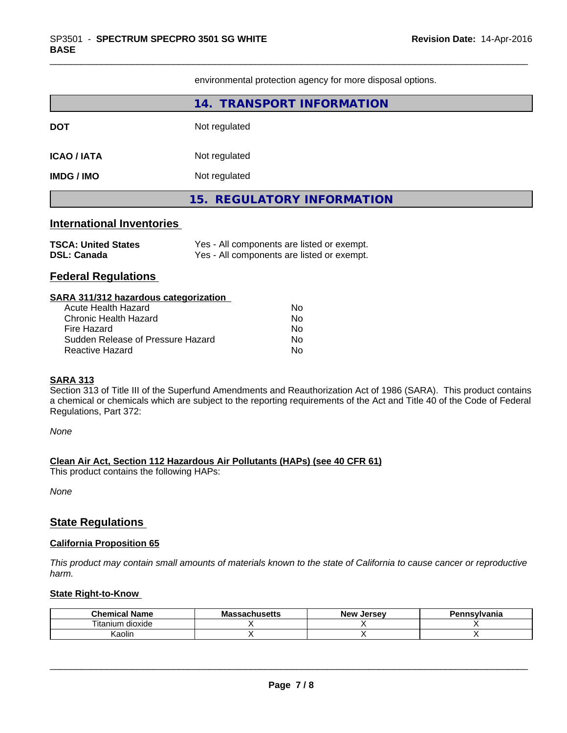environmental protection agency for more disposal options.

## 14. TRANSPORT INFORMATION

**DOT** Not regulated

**ICAO / IATA** Not regulated

**IMDG / IMO** Not regulated

## 15. REGULATORY INFORMATION

### International Inventories

**TSCA: United States** Yes - All components are listed or exempt.
**DSL: Canada** Yes - All components are listed or exempt.

### Federal Regulations

**SARA 311/312 hazardous categorization**

| | |
|---|---|
| Acute Health Hazard | No |
| Chronic Health Hazard | No |
| Fire Hazard | No |
| Sudden Release of Pressure Hazard | No |
| Reactive Hazard | No |

**SARA 313**

Section 313 of Title III of the Superfund Amendments and Reauthorization Act of 1986 (SARA). This product contains a chemical or chemicals which are subject to the reporting requirements of the Act and Title 40 of the Code of Federal Regulations, Part 372:

*None*

**Clean Air Act, Section 112 Hazardous Air Pollutants (HAPs) (see 40 CFR 61)**

This product contains the following HAPs:

*None*

### State Regulations

**California Proposition 65**

*This product may contain small amounts of materials known to the state of California to cause cancer or reproductive harm.*

**State Right-to-Know**

| Chemical Name | Massachusetts | New Jersey | Pennsylvania |
|---|---|---|---|
| Titanium dioxide | X | X | X |
| Kaolin | X | X | X |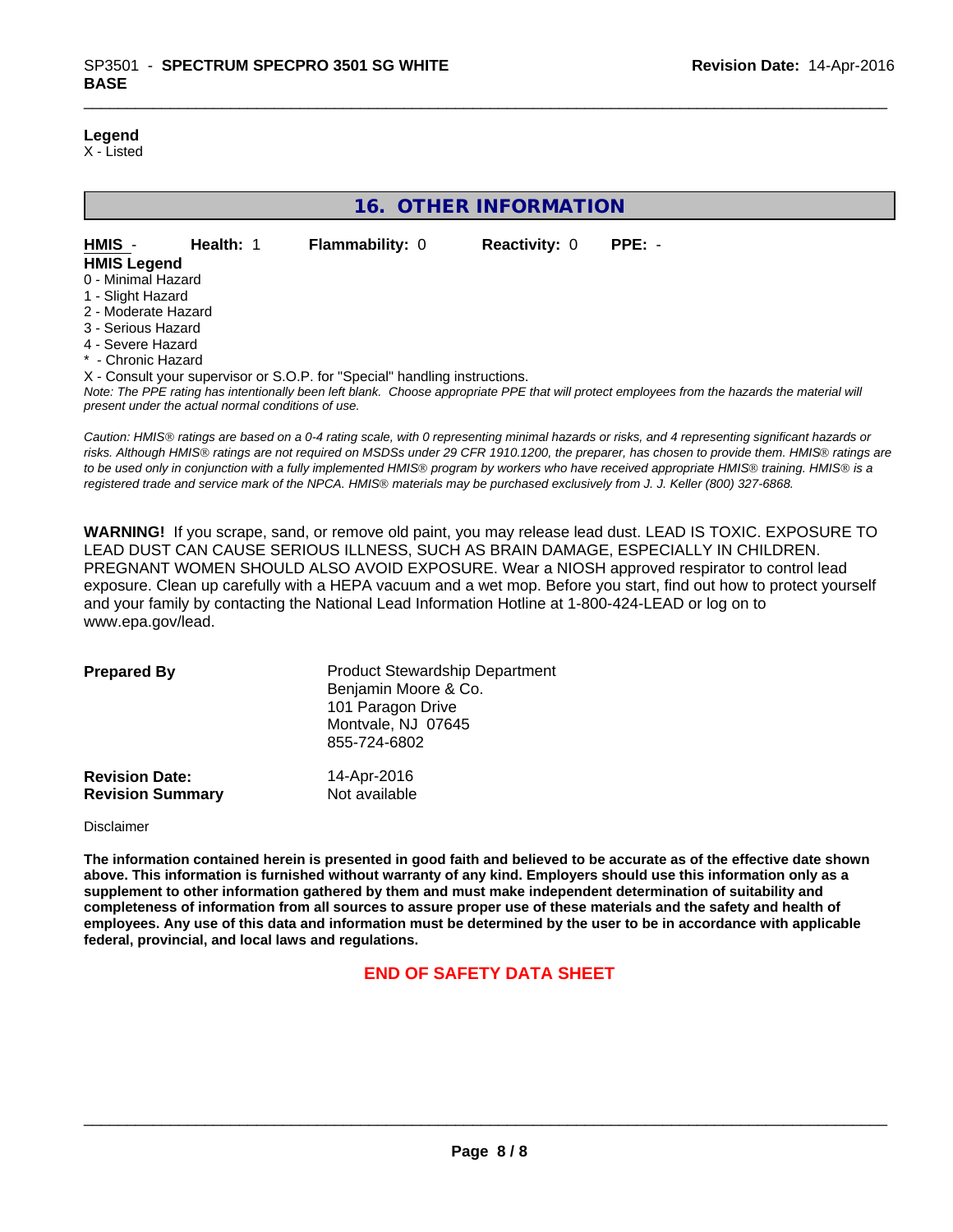**Legend**
X - Listed

## 16. OTHER INFORMATION

| **HMIS** - | **Health:** 1 | **Flammability:** 0 | **Reactivity:** 0 | **PPE:** - |
|---|---|---|---|---|

**HMIS Legend**
0 - Minimal Hazard
1 - Slight Hazard
2 - Moderate Hazard
3 - Serious Hazard
4 - Severe Hazard
* - Chronic Hazard
X - Consult your supervisor or S.O.P. for "Special" handling instructions.
*Note: The PPE rating has intentionally been left blank. Choose appropriate PPE that will protect employees from the hazards the material will present under the actual normal conditions of use.*

*Caution: HMIS® ratings are based on a 0-4 rating scale, with 0 representing minimal hazards or risks, and 4 representing significant hazards or risks. Although HMIS® ratings are not required on MSDSs under 29 CFR 1910.1200, the preparer, has chosen to provide them. HMIS® ratings are to be used only in conjunction with a fully implemented HMIS® program by workers who have received appropriate HMIS® training. HMIS® is a registered trade and service mark of the NPCA. HMIS® materials may be purchased exclusively from J. J. Keller (800) 327-6868.*

**WARNING!** If you scrape, sand, or remove old paint, you may release lead dust. LEAD IS TOXIC. EXPOSURE TO LEAD DUST CAN CAUSE SERIOUS ILLNESS, SUCH AS BRAIN DAMAGE, ESPECIALLY IN CHILDREN. PREGNANT WOMEN SHOULD ALSO AVOID EXPOSURE. Wear a NIOSH approved respirator to control lead exposure. Clean up carefully with a HEPA vacuum and a wet mop. Before you start, find out how to protect yourself and your family by contacting the National Lead Information Hotline at 1-800-424-LEAD or log on to www.epa.gov/lead.

**Prepared By**
Product Stewardship Department
Benjamin Moore & Co.
101 Paragon Drive
Montvale, NJ 07645
855-724-6802

**Revision Date:** 14-Apr-2016
**Revision Summary** Not available

Disclaimer

**The information contained herein is presented in good faith and believed to be accurate as of the effective date shown above. This information is furnished without warranty of any kind. Employers should use this information only as a supplement to other information gathered by them and must make independent determination of suitability and completeness of information from all sources to assure proper use of these materials and the safety and health of employees. Any use of this data and information must be determined by the user to be in accordance with applicable federal, provincial, and local laws and regulations.**

**END OF SAFETY DATA SHEET**